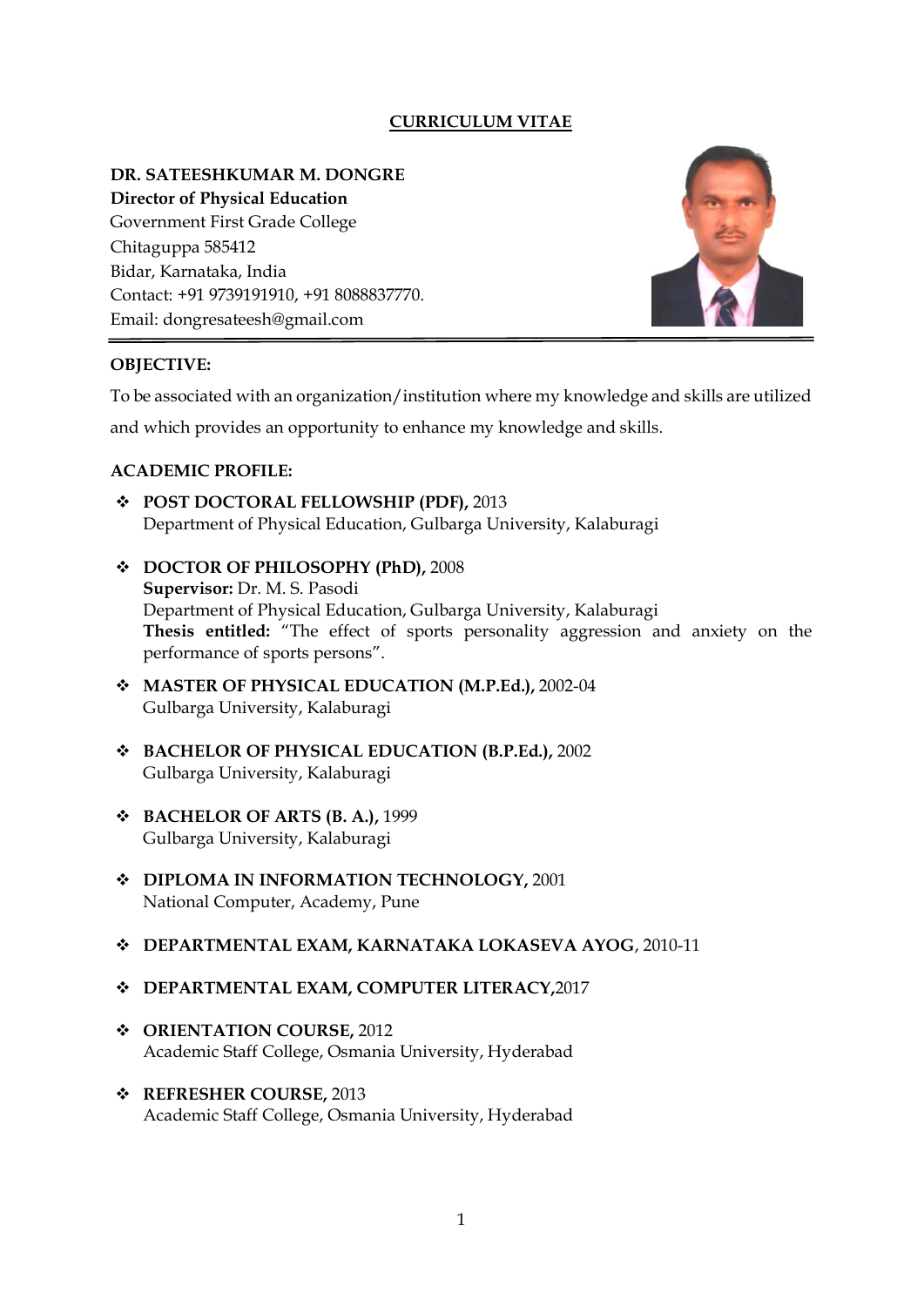# CURRICULUM VITAE

**DR. SATEESHKUMAR M. DONGRE**
**Director of Physical Education**
Government First Grade College
Chitaguppa 585412
Bidar, Karnataka, India
Contact: +91 9739191910, +91 8088837770.
Email: dongresateesh@gmail.com

## OBJECTIVE:

To be associated with an organization/institution where my knowledge and skills are utilized and which provides an opportunity to enhance my knowledge and skills.

## ACADEMIC PROFILE:

- **POST DOCTORAL FELLOWSHIP (PDF),** 2013
  Department of Physical Education, Gulbarga University, Kalaburagi

- **DOCTOR OF PHILOSOPHY (PhD),** 2008
  **Supervisor:** Dr. M. S. Pasodi
  Department of Physical Education, Gulbarga University, Kalaburagi
  **Thesis entitled:** "The effect of sports personality aggression and anxiety on the performance of sports persons".

- **MASTER OF PHYSICAL EDUCATION (M.P.Ed.),** 2002-04
  Gulbarga University, Kalaburagi

- **BACHELOR OF PHYSICAL EDUCATION (B.P.Ed.),** 2002
  Gulbarga University, Kalaburagi

- **BACHELOR OF ARTS (B. A.),** 1999
  Gulbarga University, Kalaburagi

- **DIPLOMA IN INFORMATION TECHNOLOGY,** 2001
  National Computer, Academy, Pune

- **DEPARTMENTAL EXAM, KARNATAKA LOKASEVA AYOG**, 2010-11

- **DEPARTMENTAL EXAM, COMPUTER LITERACY,**2017

- **ORIENTATION COURSE,** 2012
  Academic Staff College, Osmania University, Hyderabad

- **REFRESHER COURSE,** 2013
  Academic Staff College, Osmania University, Hyderabad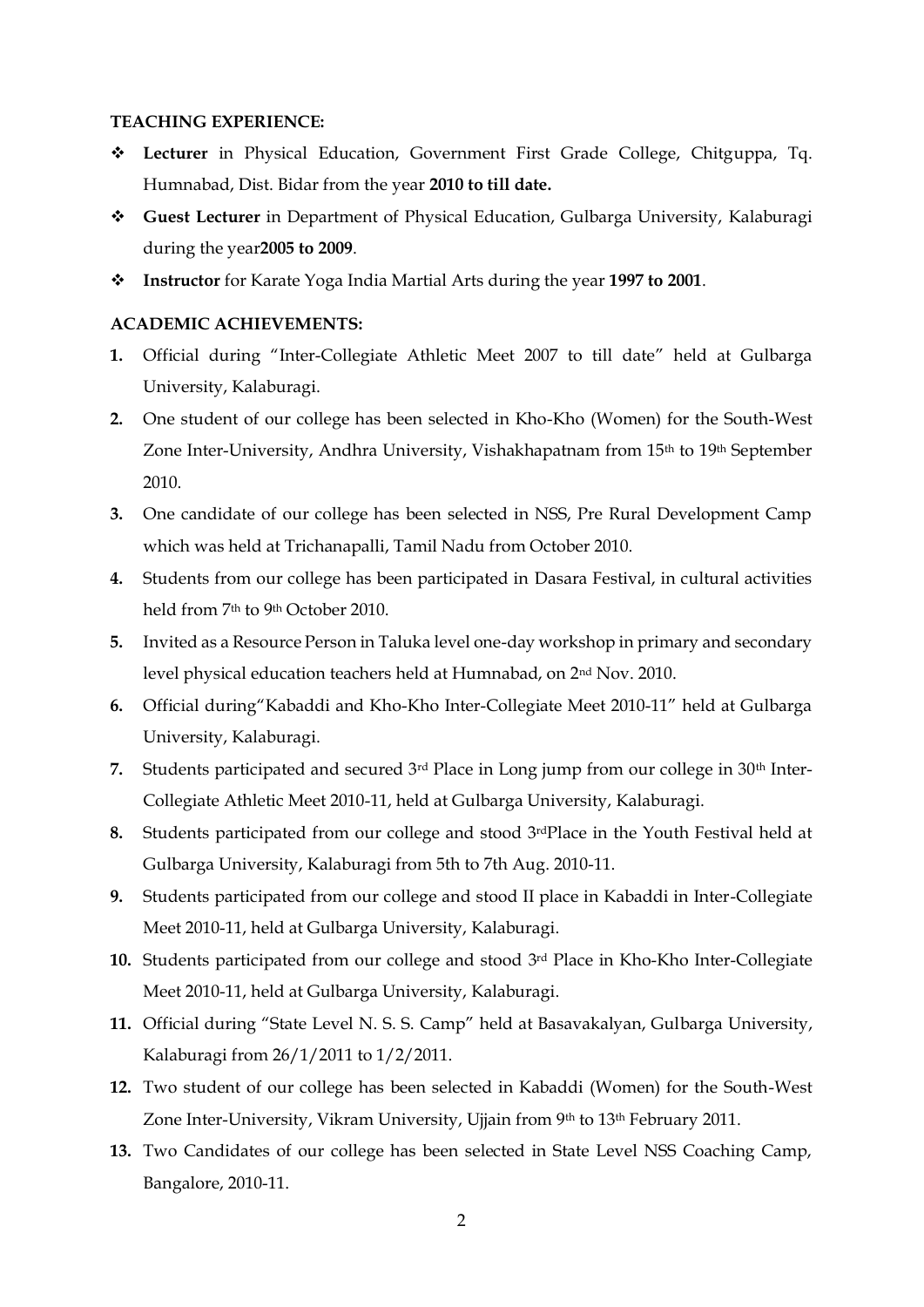**TEACHING EXPERIENCE:**

- **Lecturer** in Physical Education, Government First Grade College, Chitguppa, Tq. Humnabad, Dist. Bidar from the year **2010 to till date.**
- **Guest Lecturer** in Department of Physical Education, Gulbarga University, Kalaburagi during the year**2005 to 2009**.
- **Instructor** for Karate Yoga India Martial Arts during the year **1997 to 2001**.

**ACADEMIC ACHIEVEMENTS:**

1. Official during "Inter-Collegiate Athletic Meet 2007 to till date" held at Gulbarga University, Kalaburagi.
2. One student of our college has been selected in Kho-Kho (Women) for the South-West Zone Inter-University, Andhra University, Vishakhapatnam from 15th to 19th September 2010.
3. One candidate of our college has been selected in NSS, Pre Rural Development Camp which was held at Trichanapalli, Tamil Nadu from October 2010.
4. Students from our college has been participated in Dasara Festival, in cultural activities held from 7th to 9th October 2010.
5. Invited as a Resource Person in Taluka level one-day workshop in primary and secondary level physical education teachers held at Humnabad, on 2nd Nov. 2010.
6. Official during"Kabaddi and Kho-Kho Inter-Collegiate Meet 2010-11" held at Gulbarga University, Kalaburagi.
7. Students participated and secured 3rd Place in Long jump from our college in 30th Inter-Collegiate Athletic Meet 2010-11, held at Gulbarga University, Kalaburagi.
8. Students participated from our college and stood 3rdPlace in the Youth Festival held at Gulbarga University, Kalaburagi from 5th to 7th Aug. 2010-11.
9. Students participated from our college and stood II place in Kabaddi in Inter-Collegiate Meet 2010-11, held at Gulbarga University, Kalaburagi.
10. Students participated from our college and stood 3rd Place in Kho-Kho Inter-Collegiate Meet 2010-11, held at Gulbarga University, Kalaburagi.
11. Official during "State Level N. S. S. Camp" held at Basavakalyan, Gulbarga University, Kalaburagi from 26/1/2011 to 1/2/2011.
12. Two student of our college has been selected in Kabaddi (Women) for the South-West Zone Inter-University, Vikram University, Ujjain from 9th to 13th February 2011.
13. Two Candidates of our college has been selected in State Level NSS Coaching Camp, Bangalore, 2010-11.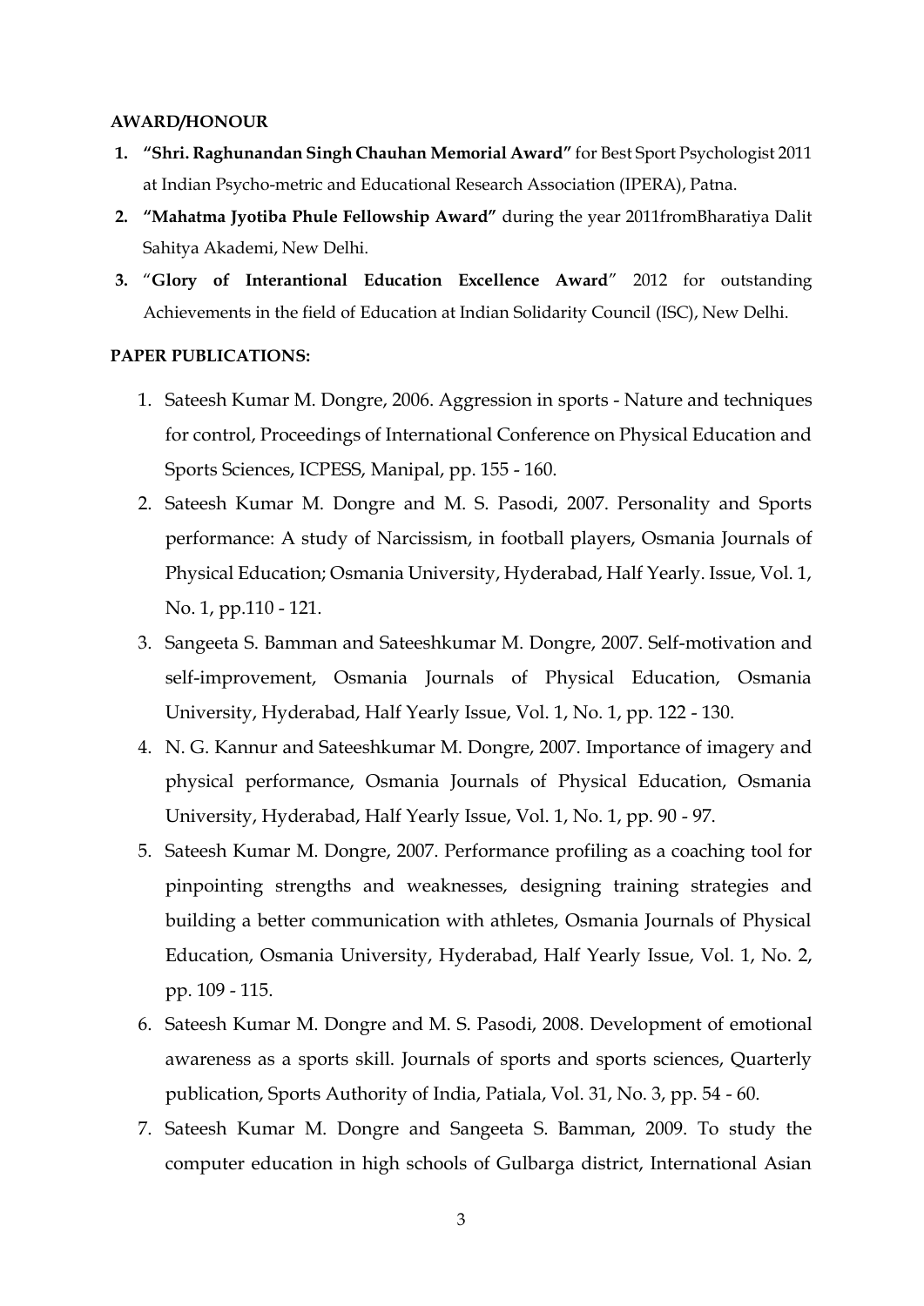**AWARD/HONOUR**

1. **"Shri. Raghunandan Singh Chauhan Memorial Award"** for Best Sport Psychologist 2011 at Indian Psycho-metric and Educational Research Association (IPERA), Patna.
2. **"Mahatma Jyotiba Phule Fellowship Award"** during the year 2011fromBharatiya Dalit Sahitya Akademi, New Delhi.
3. "**Glory of Interantional Education Excellence Award**" 2012 for outstanding Achievements in the field of Education at Indian Solidarity Council (ISC), New Delhi.

**PAPER PUBLICATIONS:**

1. Sateesh Kumar M. Dongre, 2006. Aggression in sports - Nature and techniques for control, Proceedings of International Conference on Physical Education and Sports Sciences, ICPESS, Manipal, pp. 155 - 160.
2. Sateesh Kumar M. Dongre and M. S. Pasodi, 2007. Personality and Sports performance: A study of Narcissism, in football players, Osmania Journals of Physical Education; Osmania University, Hyderabad, Half Yearly. Issue, Vol. 1, No. 1, pp.110 - 121.
3. Sangeeta S. Bamman and Sateeshkumar M. Dongre, 2007. Self-motivation and self-improvement, Osmania Journals of Physical Education, Osmania University, Hyderabad, Half Yearly Issue, Vol. 1, No. 1, pp. 122 - 130.
4. N. G. Kannur and Sateeshkumar M. Dongre, 2007. Importance of imagery and physical performance, Osmania Journals of Physical Education, Osmania University, Hyderabad, Half Yearly Issue, Vol. 1, No. 1, pp. 90 - 97.
5. Sateesh Kumar M. Dongre, 2007. Performance profiling as a coaching tool for pinpointing strengths and weaknesses, designing training strategies and building a better communication with athletes, Osmania Journals of Physical Education, Osmania University, Hyderabad, Half Yearly Issue, Vol. 1, No. 2, pp. 109 - 115.
6. Sateesh Kumar M. Dongre and M. S. Pasodi, 2008. Development of emotional awareness as a sports skill. Journals of sports and sports sciences, Quarterly publication, Sports Authority of India, Patiala, Vol. 31, No. 3, pp. 54 - 60.
7. Sateesh Kumar M. Dongre and Sangeeta S. Bamman, 2009. To study the computer education in high schools of Gulbarga district, International Asian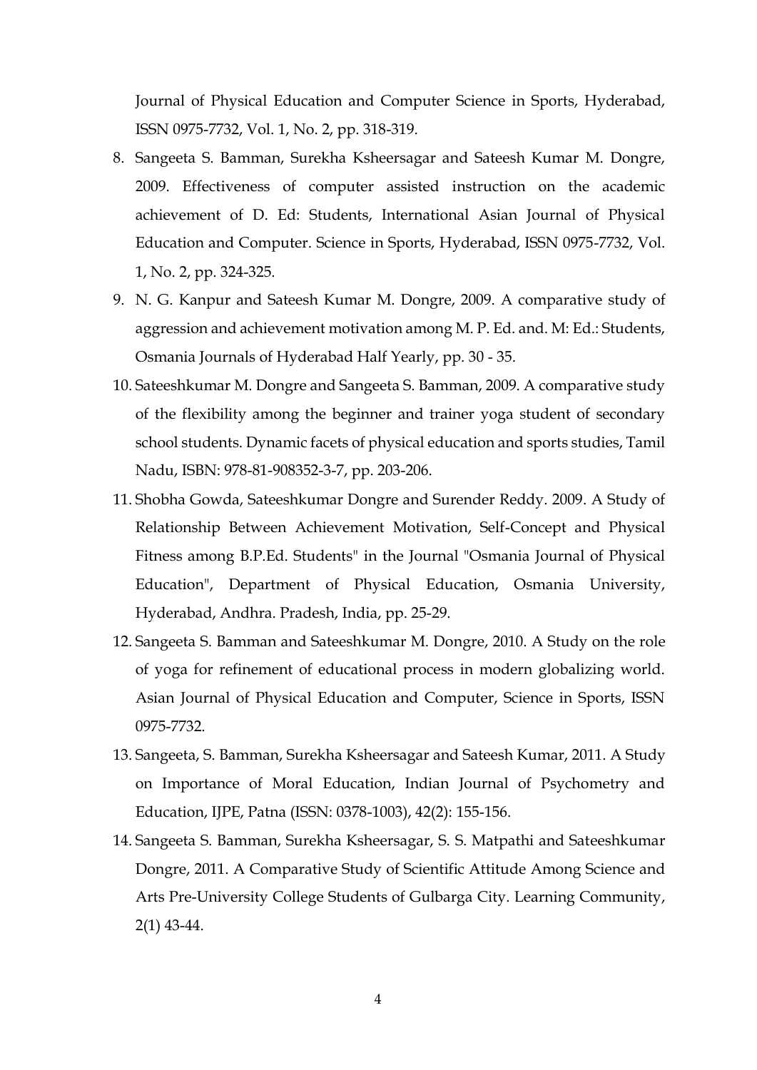Journal of Physical Education and Computer Science in Sports, Hyderabad, ISSN 0975-7732, Vol. 1, No. 2, pp. 318-319.

8. Sangeeta S. Bamman, Surekha Ksheersagar and Sateesh Kumar M. Dongre, 2009. Effectiveness of computer assisted instruction on the academic achievement of D. Ed: Students, International Asian Journal of Physical Education and Computer. Science in Sports, Hyderabad, ISSN 0975-7732, Vol. 1, No. 2, pp. 324-325.
9. N. G. Kanpur and Sateesh Kumar M. Dongre, 2009. A comparative study of aggression and achievement motivation among M. P. Ed. and. M: Ed.: Students, Osmania Journals of Hyderabad Half Yearly, pp. 30 - 35.
10. Sateeshkumar M. Dongre and Sangeeta S. Bamman, 2009. A comparative study of the flexibility among the beginner and trainer yoga student of secondary school students. Dynamic facets of physical education and sports studies, Tamil Nadu, ISBN: 978-81-908352-3-7, pp. 203-206.
11. Shobha Gowda, Sateeshkumar Dongre and Surender Reddy. 2009. A Study of Relationship Between Achievement Motivation, Self-Concept and Physical Fitness among B.P.Ed. Students" in the Journal "Osmania Journal of Physical Education", Department of Physical Education, Osmania University, Hyderabad, Andhra. Pradesh, India, pp. 25-29.
12. Sangeeta S. Bamman and Sateeshkumar M. Dongre, 2010. A Study on the role of yoga for refinement of educational process in modern globalizing world. Asian Journal of Physical Education and Computer, Science in Sports, ISSN 0975-7732.
13. Sangeeta, S. Bamman, Surekha Ksheersagar and Sateesh Kumar, 2011. A Study on Importance of Moral Education, Indian Journal of Psychometry and Education, IJPE, Patna (ISSN: 0378-1003), 42(2): 155-156.
14. Sangeeta S. Bamman, Surekha Ksheersagar, S. S. Matpathi and Sateeshkumar Dongre, 2011. A Comparative Study of Scientific Attitude Among Science and Arts Pre-University College Students of Gulbarga City. Learning Community, 2(1) 43-44.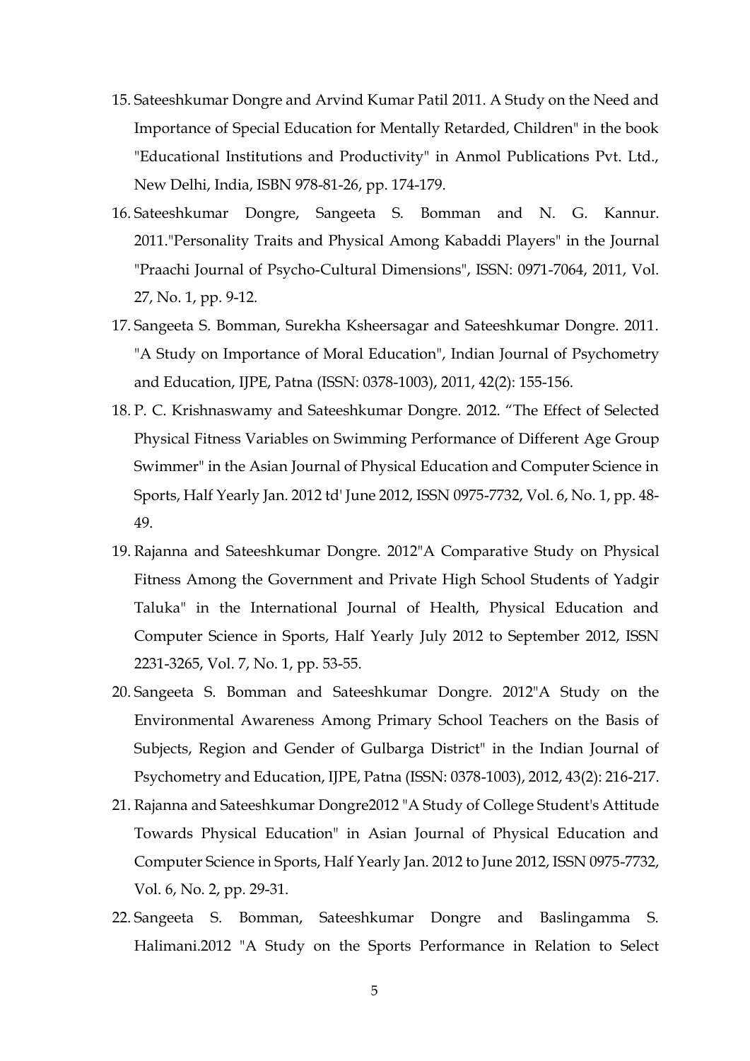15. Sateeshkumar Dongre and Arvind Kumar Patil 2011. A Study on the Need and Importance of Special Education for Mentally Retarded, Children" in the book "Educational Institutions and Productivity" in Anmol Publications Pvt. Ltd., New Delhi, India, ISBN 978-81-26, pp. 174-179.
16. Sateeshkumar Dongre, Sangeeta S. Bomman and N. G. Kannur. 2011."Personality Traits and Physical Among Kabaddi Players" in the Journal "Praachi Journal of Psycho-Cultural Dimensions", ISSN: 0971-7064, 2011, Vol. 27, No. 1, pp. 9-12.
17. Sangeeta S. Bomman, Surekha Ksheersagar and Sateeshkumar Dongre. 2011. "A Study on Importance of Moral Education", Indian Journal of Psychometry and Education, IJPE, Patna (ISSN: 0378-1003), 2011, 42(2): 155-156.
18. P. C. Krishnaswamy and Sateeshkumar Dongre. 2012. "The Effect of Selected Physical Fitness Variables on Swimming Performance of Different Age Group Swimmer" in the Asian Journal of Physical Education and Computer Science in Sports, Half Yearly Jan. 2012 td' June 2012, ISSN 0975-7732, Vol. 6, No. 1, pp. 48-49.
19. Rajanna and Sateeshkumar Dongre. 2012"A Comparative Study on Physical Fitness Among the Government and Private High School Students of Yadgir Taluka" in the International Journal of Health, Physical Education and Computer Science in Sports, Half Yearly July 2012 to September 2012, ISSN 2231-3265, Vol. 7, No. 1, pp. 53-55.
20. Sangeeta S. Bomman and Sateeshkumar Dongre. 2012"A Study on the Environmental Awareness Among Primary School Teachers on the Basis of Subjects, Region and Gender of Gulbarga District" in the Indian Journal of Psychometry and Education, IJPE, Patna (ISSN: 0378-1003), 2012, 43(2): 216-217.
21. Rajanna and Sateeshkumar Dongre2012 "A Study of College Student's Attitude Towards Physical Education" in Asian Journal of Physical Education and Computer Science in Sports, Half Yearly Jan. 2012 to June 2012, ISSN 0975-7732, Vol. 6, No. 2, pp. 29-31.
22. Sangeeta S. Bomman, Sateeshkumar Dongre and Baslingamma S. Halimani.2012 "A Study on the Sports Performance in Relation to Select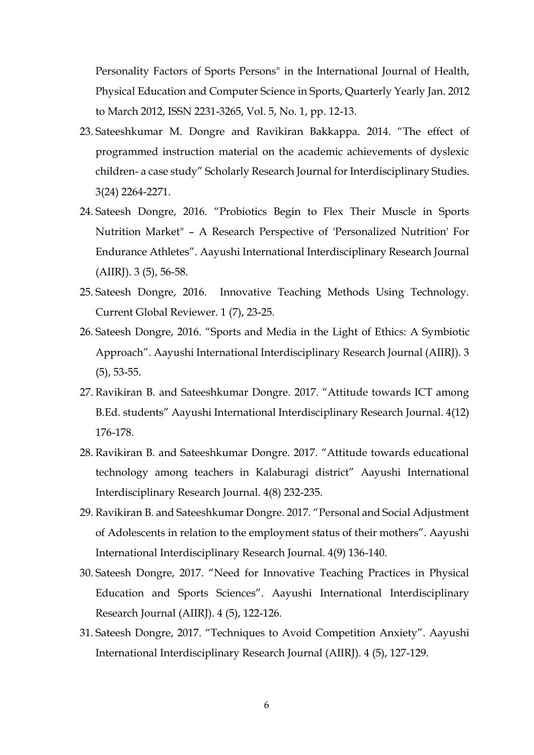Personality Factors of Sports Persons" in the International Journal of Health, Physical Education and Computer Science in Sports, Quarterly Yearly Jan. 2012 to March 2012, ISSN 2231-3265, Vol. 5, No. 1, pp. 12-13.

23. Sateeshkumar M. Dongre and Ravikiran Bakkappa. 2014. “The effect of programmed instruction material on the academic achievements of dyslexic children- a case study” Scholarly Research Journal for Interdisciplinary Studies. 3(24) 2264-2271.
24. Sateesh Dongre, 2016. “Probiotics Begin to Flex Their Muscle in Sports Nutrition Market" – A Research Perspective of 'Personalized Nutrition' For Endurance Athletes”. Aayushi International Interdisciplinary Research Journal (AIIRJ). 3 (5), 56-58.
25. Sateesh Dongre, 2016. Innovative Teaching Methods Using Technology. Current Global Reviewer. 1 (7), 23-25.
26. Sateesh Dongre, 2016. “Sports and Media in the Light of Ethics: A Symbiotic Approach”. Aayushi International Interdisciplinary Research Journal (AIIRJ). 3 (5), 53-55.
27. Ravikiran B. and Sateeshkumar Dongre. 2017. “Attitude towards ICT among B.Ed. students” Aayushi International Interdisciplinary Research Journal. 4(12) 176-178.
28. Ravikiran B. and Sateeshkumar Dongre. 2017. “Attitude towards educational technology among teachers in Kalaburagi district” Aayushi International Interdisciplinary Research Journal. 4(8) 232-235.
29. Ravikiran B. and Sateeshkumar Dongre. 2017. “Personal and Social Adjustment of Adolescents in relation to the employment status of their mothers”. Aayushi International Interdisciplinary Research Journal. 4(9) 136-140.
30. Sateesh Dongre, 2017. “Need for Innovative Teaching Practices in Physical Education and Sports Sciences”. Aayushi International Interdisciplinary Research Journal (AIIRJ). 4 (5), 122-126.
31. Sateesh Dongre, 2017. “Techniques to Avoid Competition Anxiety”. Aayushi International Interdisciplinary Research Journal (AIIRJ). 4 (5), 127-129.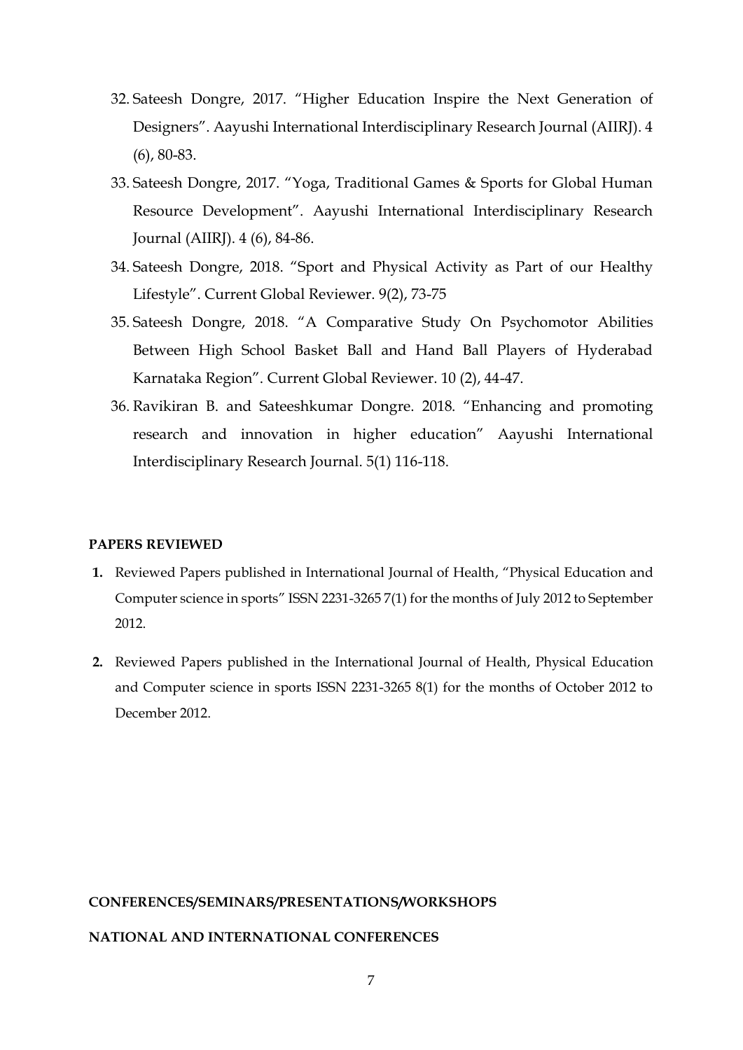32. Sateesh Dongre, 2017. "Higher Education Inspire the Next Generation of Designers". Aayushi International Interdisciplinary Research Journal (AIIRJ). 4 (6), 80-83.
33. Sateesh Dongre, 2017. "Yoga, Traditional Games & Sports for Global Human Resource Development". Aayushi International Interdisciplinary Research Journal (AIIRJ). 4 (6), 84-86.
34. Sateesh Dongre, 2018. "Sport and Physical Activity as Part of our Healthy Lifestyle". Current Global Reviewer. 9(2), 73-75
35. Sateesh Dongre, 2018. "A Comparative Study On Psychomotor Abilities Between High School Basket Ball and Hand Ball Players of Hyderabad Karnataka Region". Current Global Reviewer. 10 (2), 44-47.
36. Ravikiran B. and Sateeshkumar Dongre. 2018. "Enhancing and promoting research and innovation in higher education" Aayushi International Interdisciplinary Research Journal. 5(1) 116-118.

**PAPERS REVIEWED**

1. Reviewed Papers published in International Journal of Health, "Physical Education and Computer science in sports" ISSN 2231-3265 7(1) for the months of July 2012 to September 2012.

2. Reviewed Papers published in the International Journal of Health, Physical Education and Computer science in sports ISSN 2231-3265 8(1) for the months of October 2012 to December 2012.

**CONFERENCES/SEMINARS/PRESENTATIONS/WORKSHOPS**

**NATIONAL AND INTERNATIONAL CONFERENCES**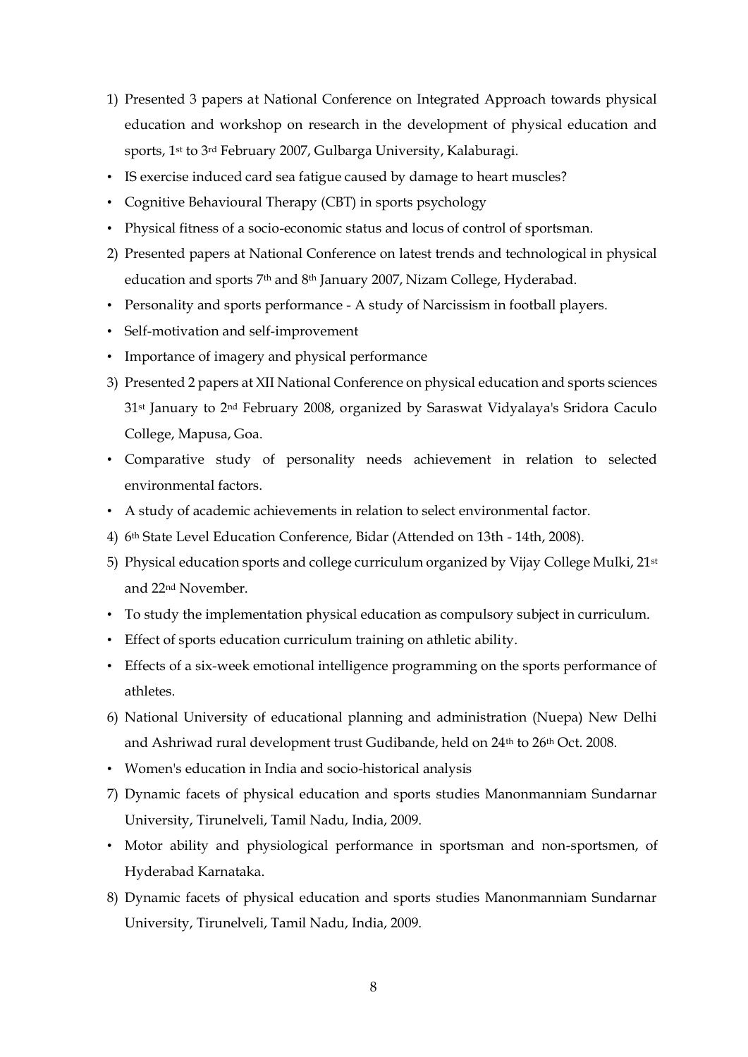1) Presented 3 papers at National Conference on Integrated Approach towards physical education and workshop on research in the development of physical education and sports, 1st to 3rd February 2007, Gulbarga University, Kalaburagi.

- IS exercise induced card sea fatigue caused by damage to heart muscles?
- Cognitive Behavioural Therapy (CBT) in sports psychology
- Physical fitness of a socio-economic status and locus of control of sportsman.

2) Presented papers at National Conference on latest trends and technological in physical education and sports 7th and 8th January 2007, Nizam College, Hyderabad.

- Personality and sports performance - A study of Narcissism in football players.
- Self-motivation and self-improvement
- Importance of imagery and physical performance

3) Presented 2 papers at XII National Conference on physical education and sports sciences 31st January to 2nd February 2008, organized by Saraswat Vidyalaya's Sridora Caculo College, Mapusa, Goa.

- Comparative study of personality needs achievement in relation to selected environmental factors.
- A study of academic achievements in relation to select environmental factor.

4) 6th State Level Education Conference, Bidar (Attended on 13th - 14th, 2008).

5) Physical education sports and college curriculum organized by Vijay College Mulki, 21st and 22nd November.

- To study the implementation physical education as compulsory subject in curriculum.
- Effect of sports education curriculum training on athletic ability.
- Effects of a six-week emotional intelligence programming on the sports performance of athletes.

6) National University of educational planning and administration (Nuepa) New Delhi and Ashriwad rural development trust Gudibande, held on 24th to 26th Oct. 2008.

- Women's education in India and socio-historical analysis

7) Dynamic facets of physical education and sports studies Manonmanniam Sundarnar University, Tirunelveli, Tamil Nadu, India, 2009.

- Motor ability and physiological performance in sportsman and non-sportsmen, of Hyderabad Karnataka.

8) Dynamic facets of physical education and sports studies Manonmanniam Sundarnar University, Tirunelveli, Tamil Nadu, India, 2009.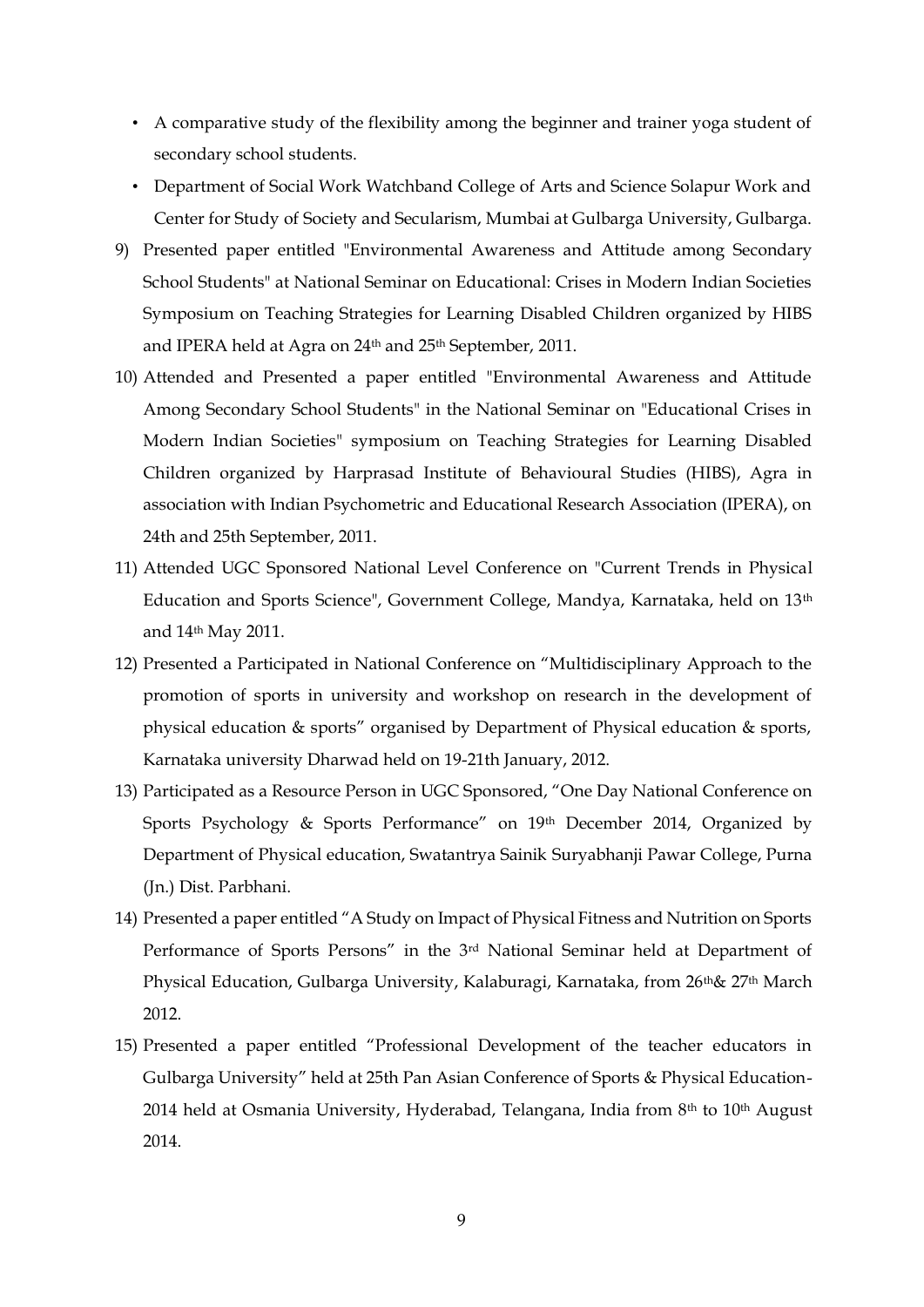- A comparative study of the flexibility among the beginner and trainer yoga student of secondary school students.
- Department of Social Work Watchband College of Arts and Science Solapur Work and Center for Study of Society and Secularism, Mumbai at Gulbarga University, Gulbarga.

9) Presented paper entitled "Environmental Awareness and Attitude among Secondary School Students" at National Seminar on Educational: Crises in Modern Indian Societies Symposium on Teaching Strategies for Learning Disabled Children organized by HIBS and IPERA held at Agra on 24th and 25th September, 2011.
10) Attended and Presented a paper entitled "Environmental Awareness and Attitude Among Secondary School Students" in the National Seminar on "Educational Crises in Modern Indian Societies" symposium on Teaching Strategies for Learning Disabled Children organized by Harprasad Institute of Behavioural Studies (HIBS), Agra in association with Indian Psychometric and Educational Research Association (IPERA), on 24th and 25th September, 2011.
11) Attended UGC Sponsored National Level Conference on "Current Trends in Physical Education and Sports Science", Government College, Mandya, Karnataka, held on 13th and 14th May 2011.
12) Presented a Participated in National Conference on "Multidisciplinary Approach to the promotion of sports in university and workshop on research in the development of physical education & sports" organised by Department of Physical education & sports, Karnataka university Dharwad held on 19-21th January, 2012.
13) Participated as a Resource Person in UGC Sponsored, "One Day National Conference on Sports Psychology & Sports Performance" on 19th December 2014, Organized by Department of Physical education, Swatantrya Sainik Suryabhanji Pawar College, Purna (Jn.) Dist. Parbhani.
14) Presented a paper entitled "A Study on Impact of Physical Fitness and Nutrition on Sports Performance of Sports Persons" in the 3rd National Seminar held at Department of Physical Education, Gulbarga University, Kalaburagi, Karnataka, from 26th& 27th March 2012.
15) Presented a paper entitled "Professional Development of the teacher educators in Gulbarga University" held at 25th Pan Asian Conference of Sports & Physical Education-2014 held at Osmania University, Hyderabad, Telangana, India from 8th to 10th August 2014.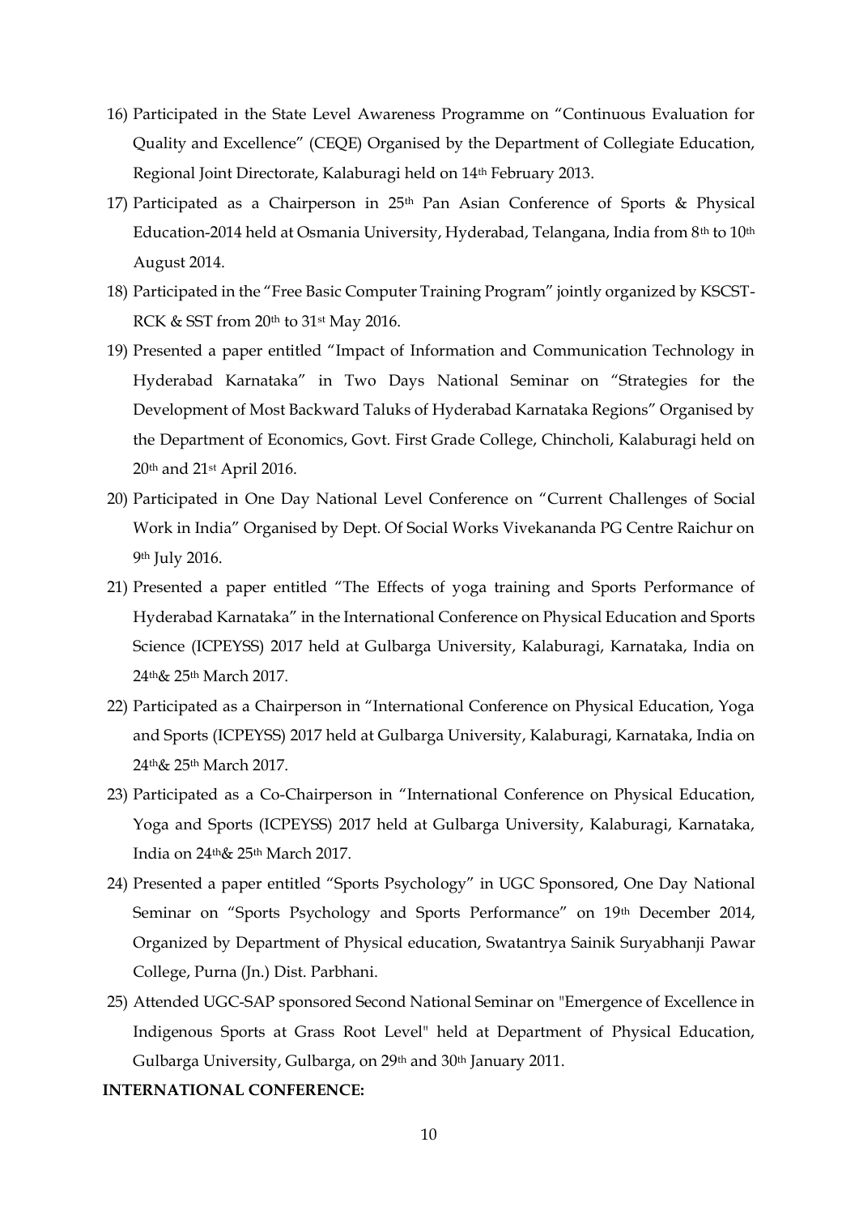16) Participated in the State Level Awareness Programme on "Continuous Evaluation for Quality and Excellence" (CEQE) Organised by the Department of Collegiate Education, Regional Joint Directorate, Kalaburagi held on 14th February 2013.
17) Participated as a Chairperson in 25th Pan Asian Conference of Sports & Physical Education-2014 held at Osmania University, Hyderabad, Telangana, India from 8th to 10th August 2014.
18) Participated in the "Free Basic Computer Training Program" jointly organized by KSCST-RCK & SST from 20th to 31st May 2016.
19) Presented a paper entitled "Impact of Information and Communication Technology in Hyderabad Karnataka" in Two Days National Seminar on "Strategies for the Development of Most Backward Taluks of Hyderabad Karnataka Regions" Organised by the Department of Economics, Govt. First Grade College, Chincholi, Kalaburagi held on 20th and 21st April 2016.
20) Participated in One Day National Level Conference on "Current Challenges of Social Work in India" Organised by Dept. Of Social Works Vivekananda PG Centre Raichur on 9th July 2016.
21) Presented a paper entitled "The Effects of yoga training and Sports Performance of Hyderabad Karnataka" in the International Conference on Physical Education and Sports Science (ICPEYSS) 2017 held at Gulbarga University, Kalaburagi, Karnataka, India on 24th& 25th March 2017.
22) Participated as a Chairperson in "International Conference on Physical Education, Yoga and Sports (ICPEYSS) 2017 held at Gulbarga University, Kalaburagi, Karnataka, India on 24th& 25th March 2017.
23) Participated as a Co-Chairperson in "International Conference on Physical Education, Yoga and Sports (ICPEYSS) 2017 held at Gulbarga University, Kalaburagi, Karnataka, India on 24th& 25th March 2017.
24) Presented a paper entitled "Sports Psychology" in UGC Sponsored, One Day National Seminar on "Sports Psychology and Sports Performance" on 19th December 2014, Organized by Department of Physical education, Swatantrya Sainik Suryabhanji Pawar College, Purna (Jn.) Dist. Parbhani.
25) Attended UGC-SAP sponsored Second National Seminar on "Emergence of Excellence in Indigenous Sports at Grass Root Level" held at Department of Physical Education, Gulbarga University, Gulbarga, on 29th and 30th January 2011.

**INTERNATIONAL CONFERENCE:**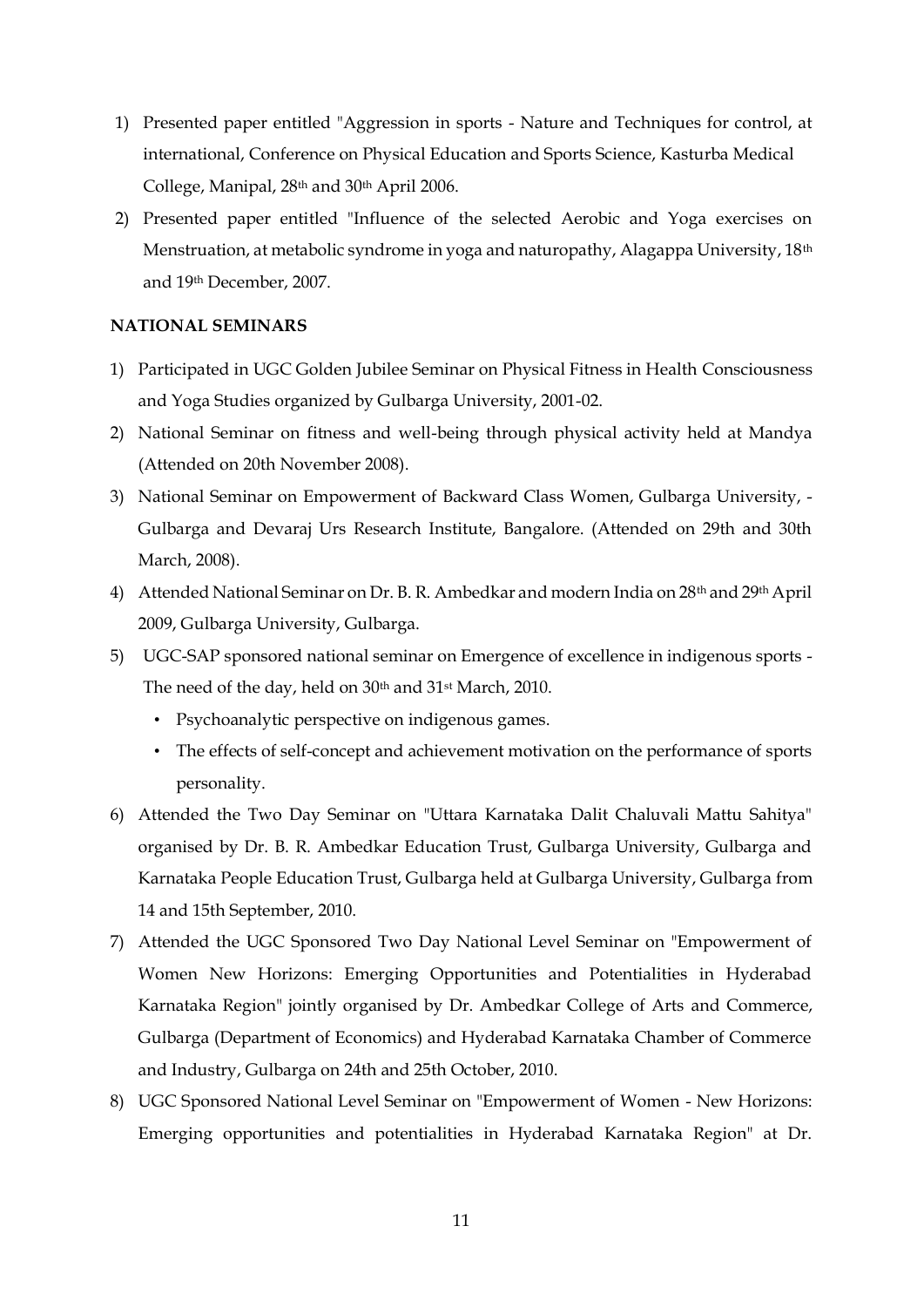1) Presented paper entitled "Aggression in sports - Nature and Techniques for control, at international, Conference on Physical Education and Sports Science, Kasturba Medical College, Manipal, 28th and 30th April 2006.
2) Presented paper entitled "Influence of the selected Aerobic and Yoga exercises on Menstruation, at metabolic syndrome in yoga and naturopathy, Alagappa University, 18th and 19th December, 2007.

**NATIONAL SEMINARS**

1) Participated in UGC Golden Jubilee Seminar on Physical Fitness in Health Consciousness and Yoga Studies organized by Gulbarga University, 2001-02.
2) National Seminar on fitness and well-being through physical activity held at Mandya (Attended on 20th November 2008).
3) National Seminar on Empowerment of Backward Class Women, Gulbarga University, - Gulbarga and Devaraj Urs Research Institute, Bangalore. (Attended on 29th and 30th March, 2008).
4) Attended National Seminar on Dr. B. R. Ambedkar and modern India on 28th and 29th April 2009, Gulbarga University, Gulbarga.
5) UGC-SAP sponsored national seminar on Emergence of excellence in indigenous sports - The need of the day, held on 30th and 31st March, 2010.
   - Psychoanalytic perspective on indigenous games.
   - The effects of self-concept and achievement motivation on the performance of sports personality.
6) Attended the Two Day Seminar on "Uttara Karnataka Dalit Chaluvali Mattu Sahitya" organised by Dr. B. R. Ambedkar Education Trust, Gulbarga University, Gulbarga and Karnataka People Education Trust, Gulbarga held at Gulbarga University, Gulbarga from 14 and 15th September, 2010.
7) Attended the UGC Sponsored Two Day National Level Seminar on "Empowerment of Women New Horizons: Emerging Opportunities and Potentialities in Hyderabad Karnataka Region" jointly organised by Dr. Ambedkar College of Arts and Commerce, Gulbarga (Department of Economics) and Hyderabad Karnataka Chamber of Commerce and Industry, Gulbarga on 24th and 25th October, 2010.
8) UGC Sponsored National Level Seminar on "Empowerment of Women - New Horizons: Emerging opportunities and potentialities in Hyderabad Karnataka Region" at Dr.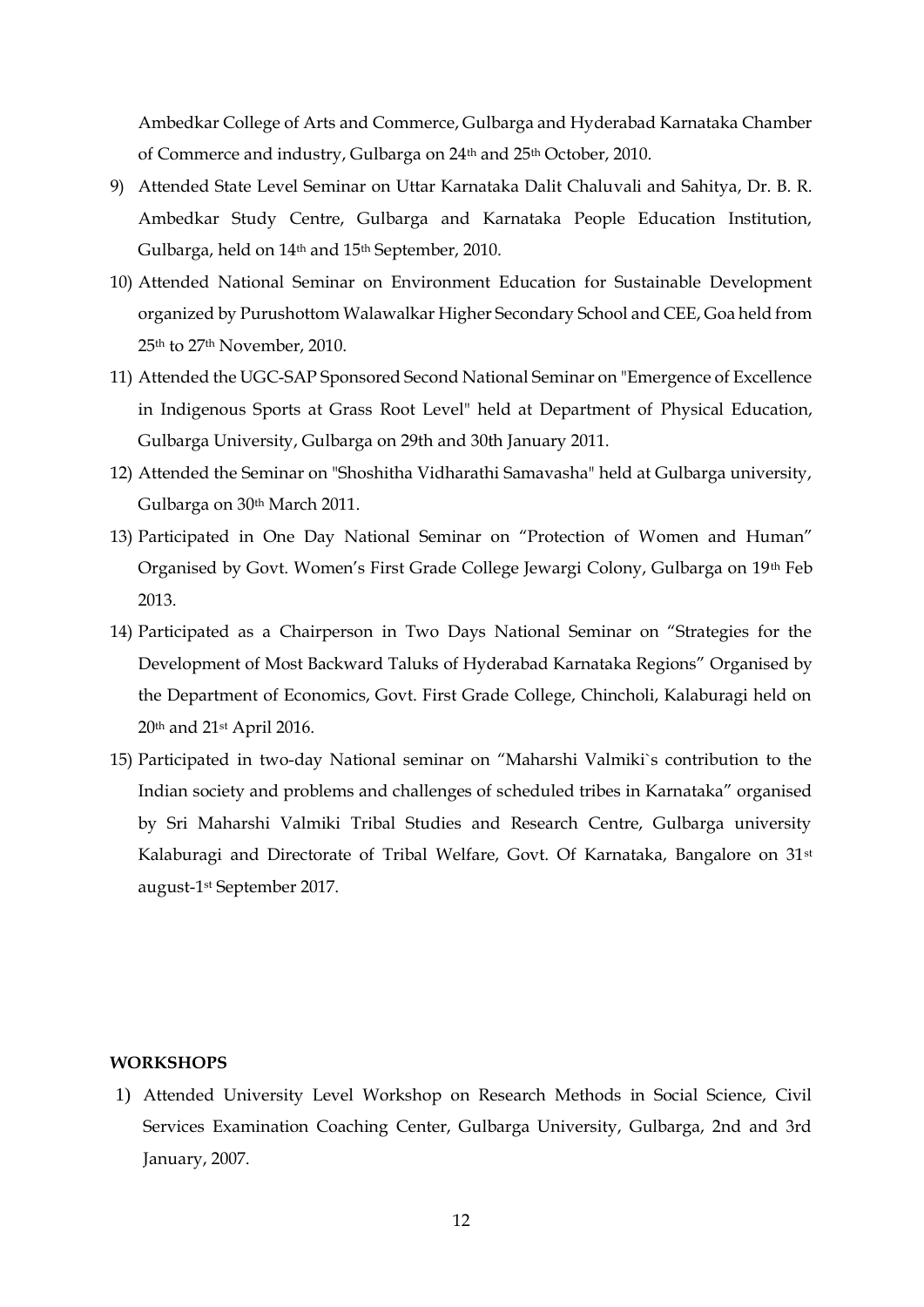Ambedkar College of Arts and Commerce, Gulbarga and Hyderabad Karnataka Chamber of Commerce and industry, Gulbarga on 24th and 25th October, 2010.

9) Attended State Level Seminar on Uttar Karnataka Dalit Chaluvali and Sahitya, Dr. B. R. Ambedkar Study Centre, Gulbarga and Karnataka People Education Institution, Gulbarga, held on 14th and 15th September, 2010.
10) Attended National Seminar on Environment Education for Sustainable Development organized by Purushottom Walawalkar Higher Secondary School and CEE, Goa held from 25th to 27th November, 2010.
11) Attended the UGC-SAP Sponsored Second National Seminar on "Emergence of Excellence in Indigenous Sports at Grass Root Level" held at Department of Physical Education, Gulbarga University, Gulbarga on 29th and 30th January 2011.
12) Attended the Seminar on "Shoshitha Vidharathi Samavasha" held at Gulbarga university, Gulbarga on 30th March 2011.
13) Participated in One Day National Seminar on "Protection of Women and Human" Organised by Govt. Women's First Grade College Jewargi Colony, Gulbarga on 19th Feb 2013.
14) Participated as a Chairperson in Two Days National Seminar on "Strategies for the Development of Most Backward Taluks of Hyderabad Karnataka Regions" Organised by the Department of Economics, Govt. First Grade College, Chincholi, Kalaburagi held on 20th and 21st April 2016.
15) Participated in two-day National seminar on "Maharshi Valmiki`s contribution to the Indian society and problems and challenges of scheduled tribes in Karnataka" organised by Sri Maharshi Valmiki Tribal Studies and Research Centre, Gulbarga university Kalaburagi and Directorate of Tribal Welfare, Govt. Of Karnataka, Bangalore on 31st august-1st September 2017.

**WORKSHOPS**

1) Attended University Level Workshop on Research Methods in Social Science, Civil Services Examination Coaching Center, Gulbarga University, Gulbarga, 2nd and 3rd January, 2007.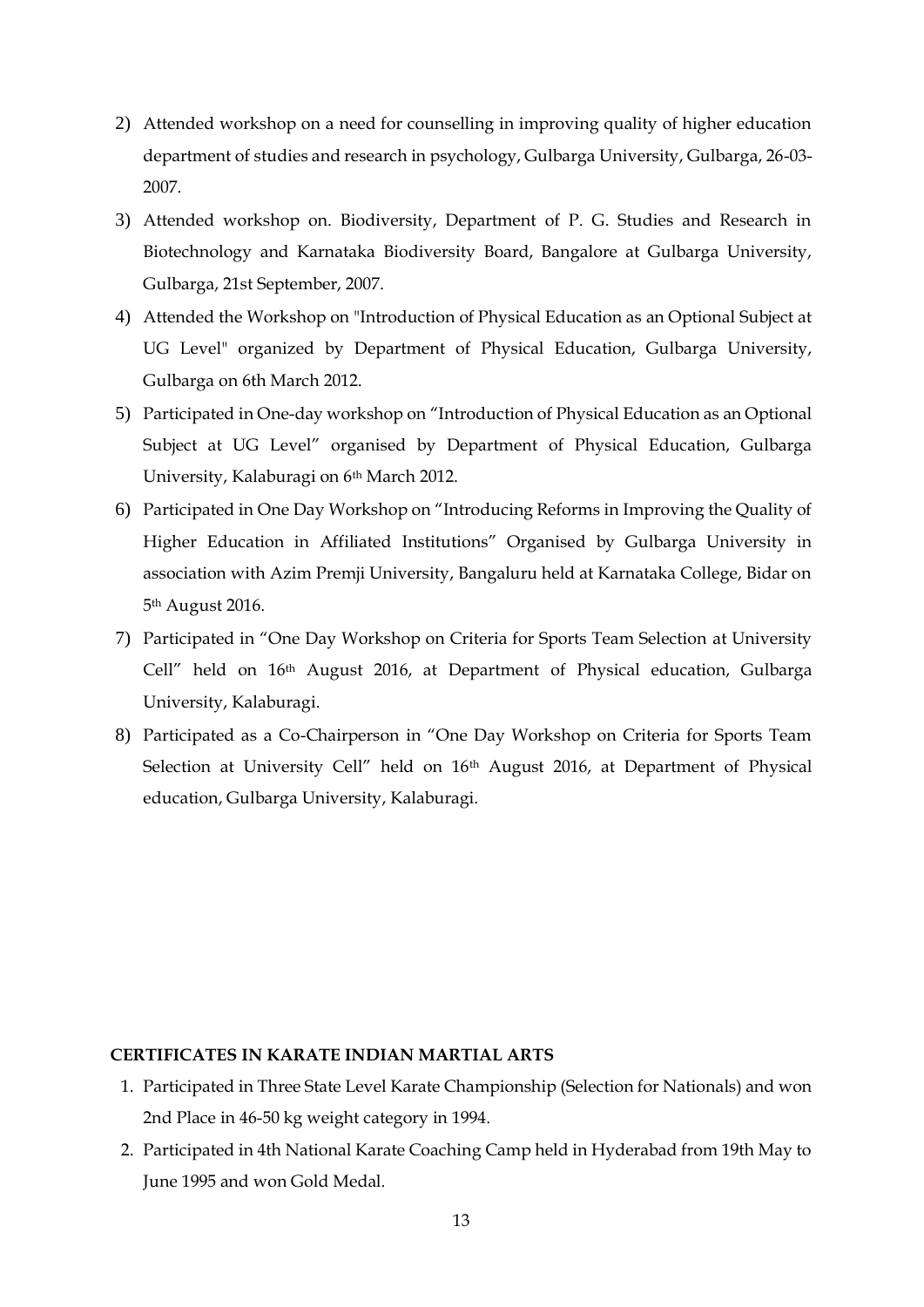2) Attended workshop on a need for counselling in improving quality of higher education department of studies and research in psychology, Gulbarga University, Gulbarga, 26-03-2007.
3) Attended workshop on. Biodiversity, Department of P. G. Studies and Research in Biotechnology and Karnataka Biodiversity Board, Bangalore at Gulbarga University, Gulbarga, 21st September, 2007.
4) Attended the Workshop on "Introduction of Physical Education as an Optional Subject at UG Level" organized by Department of Physical Education, Gulbarga University, Gulbarga on 6th March 2012.
5) Participated in One-day workshop on "Introduction of Physical Education as an Optional Subject at UG Level" organised by Department of Physical Education, Gulbarga University, Kalaburagi on 6th March 2012.
6) Participated in One Day Workshop on "Introducing Reforms in Improving the Quality of Higher Education in Affiliated Institutions" Organised by Gulbarga University in association with Azim Premji University, Bangaluru held at Karnataka College, Bidar on 5th August 2016.
7) Participated in "One Day Workshop on Criteria for Sports Team Selection at University Cell" held on 16th August 2016, at Department of Physical education, Gulbarga University, Kalaburagi.
8) Participated as a Co-Chairperson in "One Day Workshop on Criteria for Sports Team Selection at University Cell" held on 16th August 2016, at Department of Physical education, Gulbarga University, Kalaburagi.

**CERTIFICATES IN KARATE INDIAN MARTIAL ARTS**

1. Participated in Three State Level Karate Championship (Selection for Nationals) and won 2nd Place in 46-50 kg weight category in 1994.
2. Participated in 4th National Karate Coaching Camp held in Hyderabad from 19th May to June 1995 and won Gold Medal.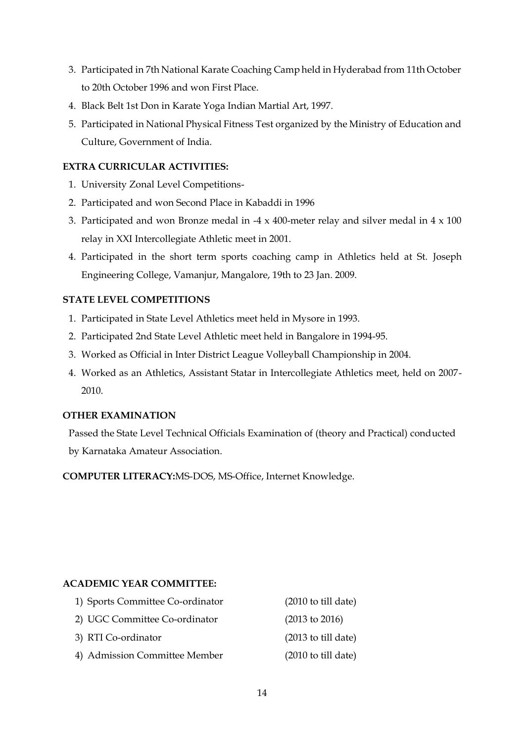3. Participated in 7th National Karate Coaching Camp held in Hyderabad from 11th October to 20th October 1996 and won First Place.
4. Black Belt 1st Don in Karate Yoga Indian Martial Art, 1997.
5. Participated in National Physical Fitness Test organized by the Ministry of Education and Culture, Government of India.

**EXTRA CURRICULAR ACTIVITIES:**

1. University Zonal Level Competitions-
2. Participated and won Second Place in Kabaddi in 1996
3. Participated and won Bronze medal in -4 x 400-meter relay and silver medal in 4 x 100 relay in XXI Intercollegiate Athletic meet in 2001.
4. Participated in the short term sports coaching camp in Athletics held at St. Joseph Engineering College, Vamanjur, Mangalore, 19th to 23 Jan. 2009.

**STATE LEVEL COMPETITIONS**

1. Participated in State Level Athletics meet held in Mysore in 1993.
2. Participated 2nd State Level Athletic meet held in Bangalore in 1994-95.
3. Worked as Official in Inter District League Volleyball Championship in 2004.
4. Worked as an Athletics, Assistant Statar in Intercollegiate Athletics meet, held on 2007-2010.

**OTHER EXAMINATION**

Passed the State Level Technical Officials Examination of (theory and Practical) conducted by Karnataka Amateur Association.

**COMPUTER LITERACY:**MS-DOS, MS-Office, Internet Knowledge.

**ACADEMIC YEAR COMMITTEE:**

| | |
|---|---|
| 1) Sports Committee Co-ordinator | (2010 to till date) |
| 2) UGC Committee Co-ordinator | (2013 to 2016) |
| 3) RTI Co-ordinator | (2013 to till date) |
| 4) Admission Committee Member | (2010 to till date) |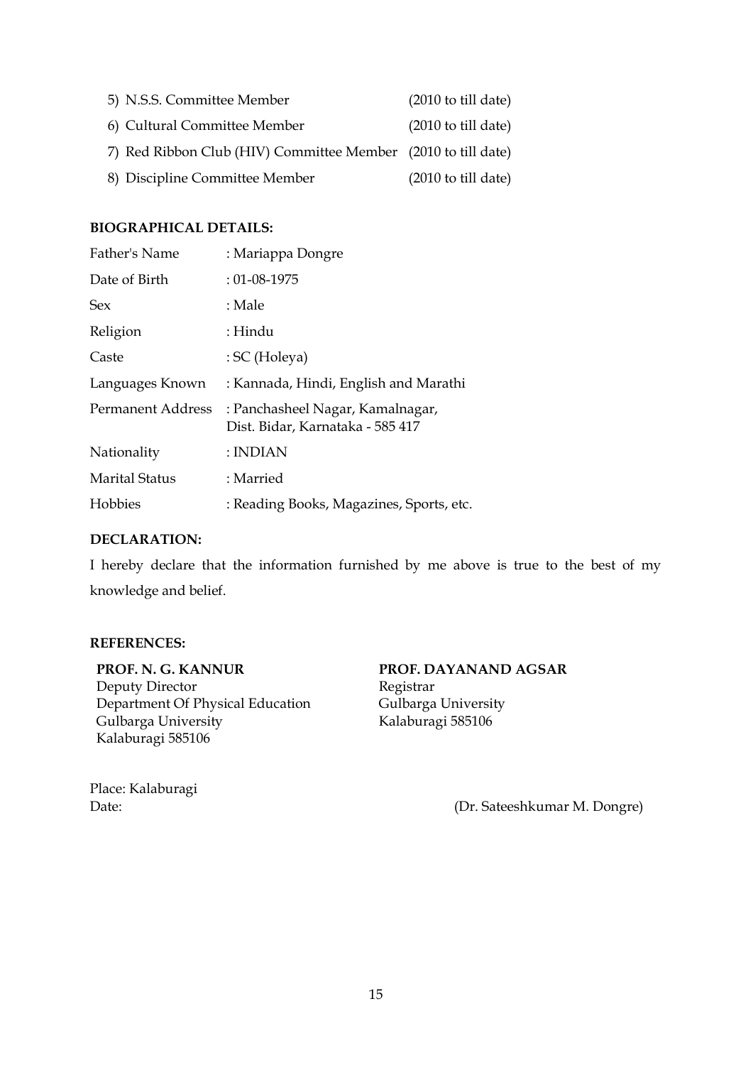5) N.S.S. Committee Member (2010 to till date)

6) Cultural Committee Member (2010 to till date)

7) Red Ribbon Club (HIV) Committee Member (2010 to till date)

8) Discipline Committee Member (2010 to till date)

**BIOGRAPHICAL DETAILS:**

| | |
|---|---|
| Father's Name | : Mariappa Dongre |
| Date of Birth | : 01-08-1975 |
| Sex | : Male |
| Religion | : Hindu |
| Caste | : SC (Holeya) |
| Languages Known | : Kannada, Hindi, English and Marathi |
| Permanent Address | : Panchasheel Nagar, Kamalnagar, Dist. Bidar, Karnataka - 585 417 |
| Nationality | : INDIAN |
| Marital Status | : Married |
| Hobbies | : Reading Books, Magazines, Sports, etc. |

**DECLARATION:**

I hereby declare that the information furnished by me above is true to the best of my knowledge and belief.

**REFERENCES:**

**PROF. N. G. KANNUR**
Deputy Director
Department Of Physical Education
Gulbarga University
Kalaburagi 585106

**PROF. DAYANAND AGSAR**
Registrar
Gulbarga University
Kalaburagi 585106

Place: Kalaburagi
Date:

(Dr. Sateeshkumar M. Dongre)